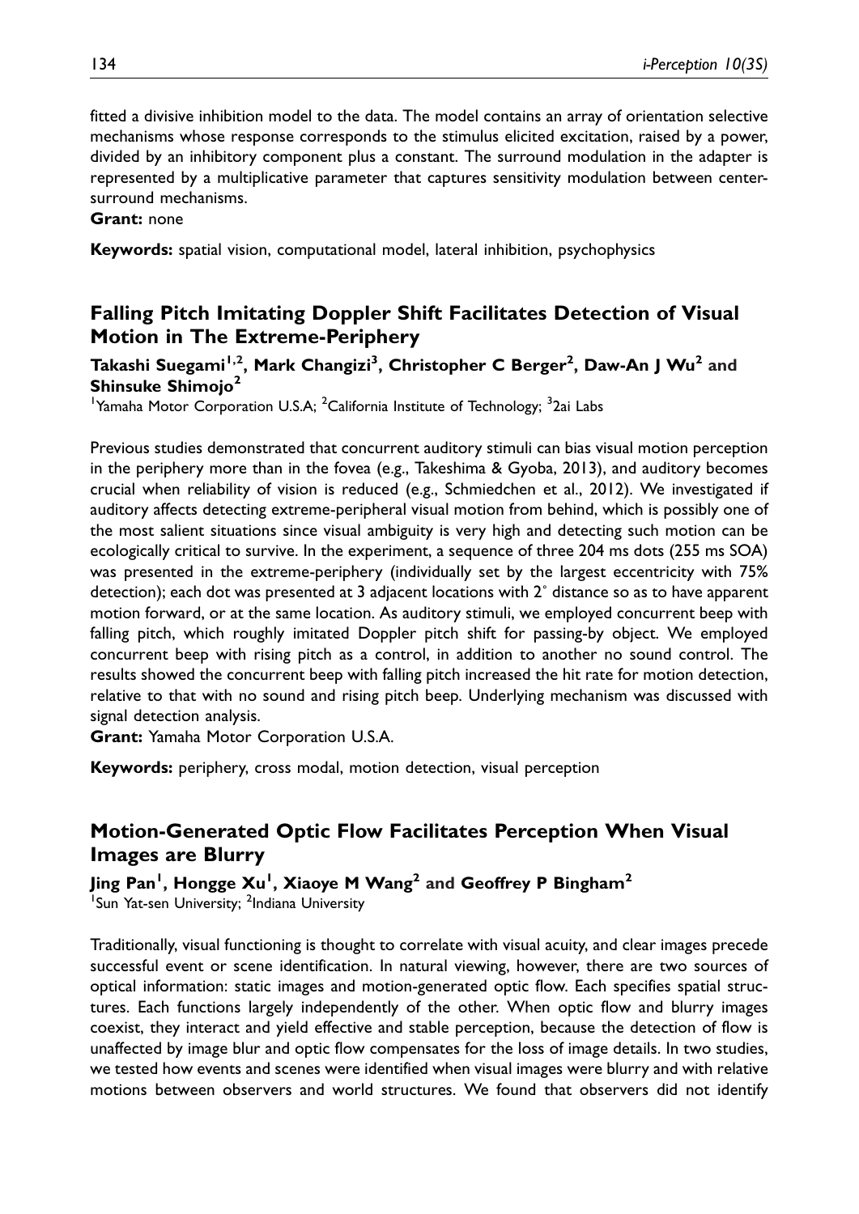fitted a divisive inhibition model to the data. The model contains an array of orientation selective mechanisms whose response corresponds to the stimulus elicited excitation, raised by a power, divided by an inhibitory component plus a constant. The surround modulation in the adapter is represented by a multiplicative parameter that captures sensitivity modulation between center-surround mechanisms.

**Grant:** none

**Keywords:** spatial vision, computational model, lateral inhibition, psychophysics

## Falling Pitch Imitating Doppler Shift Facilitates Detection of Visual Motion in The Extreme-Periphery

**Takashi Suegami[1,2], Mark Changizi[3], Christopher C Berger[2], Daw-An J Wu[2] and Shinsuke Shimojo[2]**

[1]Yamaha Motor Corporation U.S.A; [2]California Institute of Technology; [3]2ai Labs

Previous studies demonstrated that concurrent auditory stimuli can bias visual motion perception in the periphery more than in the fovea (e.g., Takeshima & Gyoba, 2013), and auditory becomes crucial when reliability of vision is reduced (e.g., Schmiedchen et al., 2012). We investigated if auditory affects detecting extreme-peripheral visual motion from behind, which is possibly one of the most salient situations since visual ambiguity is very high and detecting such motion can be ecologically critical to survive. In the experiment, a sequence of three 204 ms dots (255 ms SOA) was presented in the extreme-periphery (individually set by the largest eccentricity with 75% detection); each dot was presented at 3 adjacent locations with 2° distance so as to have apparent motion forward, or at the same location. As auditory stimuli, we employed concurrent beep with falling pitch, which roughly imitated Doppler pitch shift for passing-by object. We employed concurrent beep with rising pitch as a control, in addition to another no sound control. The results showed the concurrent beep with falling pitch increased the hit rate for motion detection, relative to that with no sound and rising pitch beep. Underlying mechanism was discussed with signal detection analysis.

**Grant:** Yamaha Motor Corporation U.S.A.

**Keywords:** periphery, cross modal, motion detection, visual perception

## Motion-Generated Optic Flow Facilitates Perception When Visual Images are Blurry

**Jing Pan[1], Hongge Xu[1], Xiaoye M Wang[2] and Geoffrey P Bingham[2]**

[1]Sun Yat-sen University; [2]Indiana University

Traditionally, visual functioning is thought to correlate with visual acuity, and clear images precede successful event or scene identification. In natural viewing, however, there are two sources of optical information: static images and motion-generated optic flow. Each specifies spatial structures. Each functions largely independently of the other. When optic flow and blurry images coexist, they interact and yield effective and stable perception, because the detection of flow is unaffected by image blur and optic flow compensates for the loss of image details. In two studies, we tested how events and scenes were identified when visual images were blurry and with relative motions between observers and world structures. We found that observers did not identify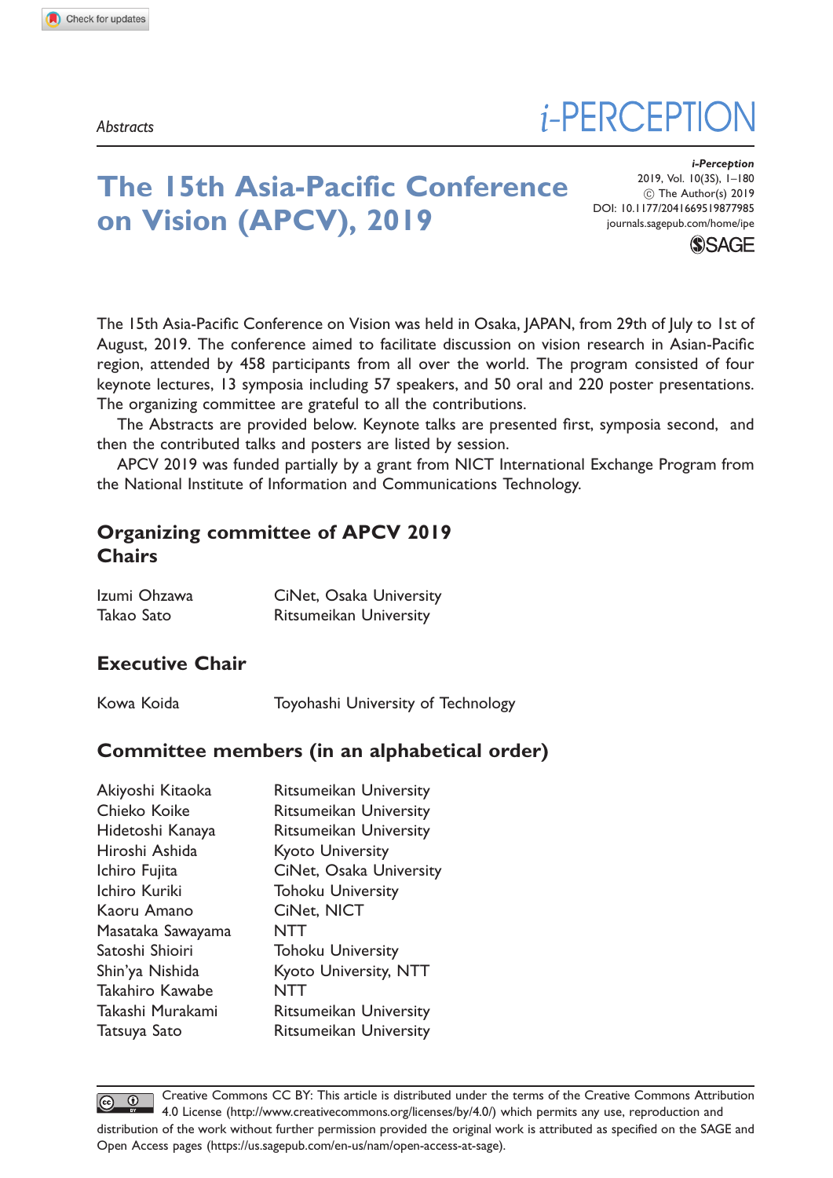*Abstracts*

# The 15th Asia-Pacific Conference on Vision (APCV), 2019

*i-Perception*
2019, Vol. 10(3S), 1–180
© The Author(s) 2019
DOI: 10.1177/2041669519877985
journals.sagepub.com/home/ipe

The 15th Asia-Pacific Conference on Vision was held in Osaka, JAPAN, from 29th of July to 1st of August, 2019. The conference aimed to facilitate discussion on vision research in Asian-Pacific region, attended by 458 participants from all over the world. The program consisted of four keynote lectures, 13 symposia including 57 speakers, and 50 oral and 220 poster presentations. The organizing committee are grateful to all the contributions.

The Abstracts are provided below. Keynote talks are presented first, symposia second, and then the contributed talks and posters are listed by session.

APCV 2019 was funded partially by a grant from NICT International Exchange Program from the National Institute of Information and Communications Technology.

## Organizing committee of APCV 2019

## Chairs

| | |
|---|---|
| Izumi Ohzawa | CiNet, Osaka University |
| Takao Sato | Ritsumeikan University |

## Executive Chair

| | |
|---|---|
| Kowa Koida | Toyohashi University of Technology |

## Committee members (in an alphabetical order)

| | |
|---|---|
| Akiyoshi Kitaoka | Ritsumeikan University |
| Chieko Koike | Ritsumeikan University |
| Hidetoshi Kanaya | Ritsumeikan University |
| Hiroshi Ashida | Kyoto University |
| Ichiro Fujita | CiNet, Osaka University |
| Ichiro Kuriki | Tohoku University |
| Kaoru Amano | CiNet, NICT |
| Masataka Sawayama | NTT |
| Satoshi Shioiri | Tohoku University |
| Shin'ya Nishida | Kyoto University, NTT |
| Takahiro Kawabe | NTT |
| Takashi Murakami | Ritsumeikan University |
| Tatsuya Sato | Ritsumeikan University |

Creative Commons CC BY: This article is distributed under the terms of the Creative Commons Attribution 4.0 License (http://www.creativecommons.org/licenses/by/4.0/) which permits any use, reproduction and distribution of the work without further permission provided the original work is attributed as specified on the SAGE and Open Access pages (https://us.sagepub.com/en-us/nam/open-access-at-sage).